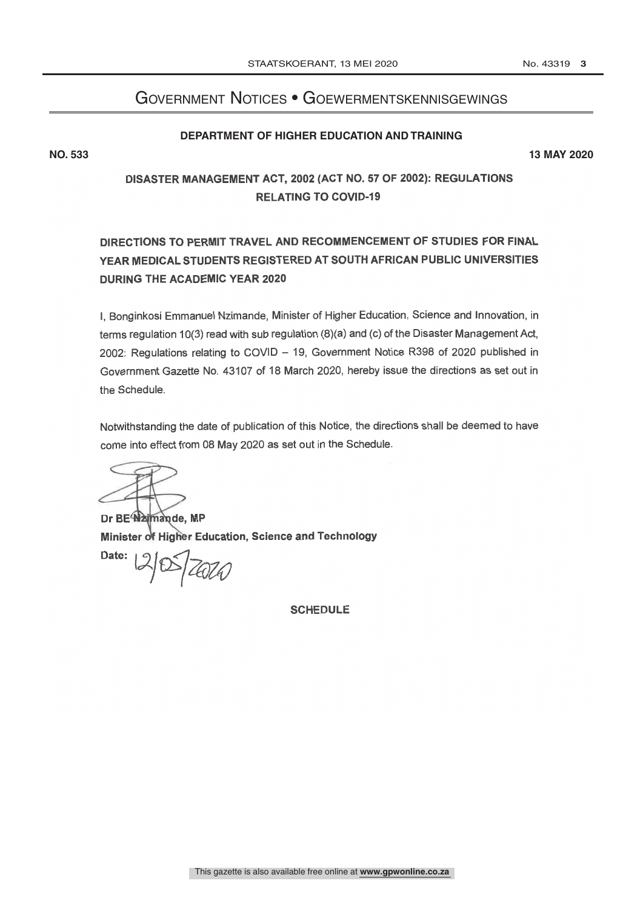# Government Notices • Goewermentskennisgewings

**DEPARTMENT OF HIGHER EDUCATION AND TRAINING**

**NO. 533** **13 MAY 2020**

## DISASTER MANAGEMENT ACT, 2002 (ACT NO. 57 OF 2002): REGULATIONS RELATING TO COVID-19

## DIRECTIONS TO PERMIT TRAVEL AND RECOMMENCEMENT OF STUDIES FOR FINAL YEAR MEDICAL STUDENTS REGISTERED AT SOUTH AFRICAN PUBLIC UNIVERSITIES DURING THE ACADEMIC YEAR 2020

I, Bonginkosi Emmanuel Nzimande, Minister of Higher Education, Science and Innovation, in terms regulation 10(3) read with sub regulation (8)(a) and (c) of the Disaster Management Act, 2002: Regulations relating to COVID – 19, Government Notice R398 of 2020 published in Government Gazette No. 43107 of 18 March 2020, hereby issue the directions as set out in the Schedule.

Notwithstanding the date of publication of this Notice, the directions shall be deemed to have come into effect from 08 May 2020 as set out in the Schedule.

**Dr BE Nzimande, MP**
**Minister of Higher Education, Science and Technology**
**Date:** 12/05/2020

**SCHEDULE**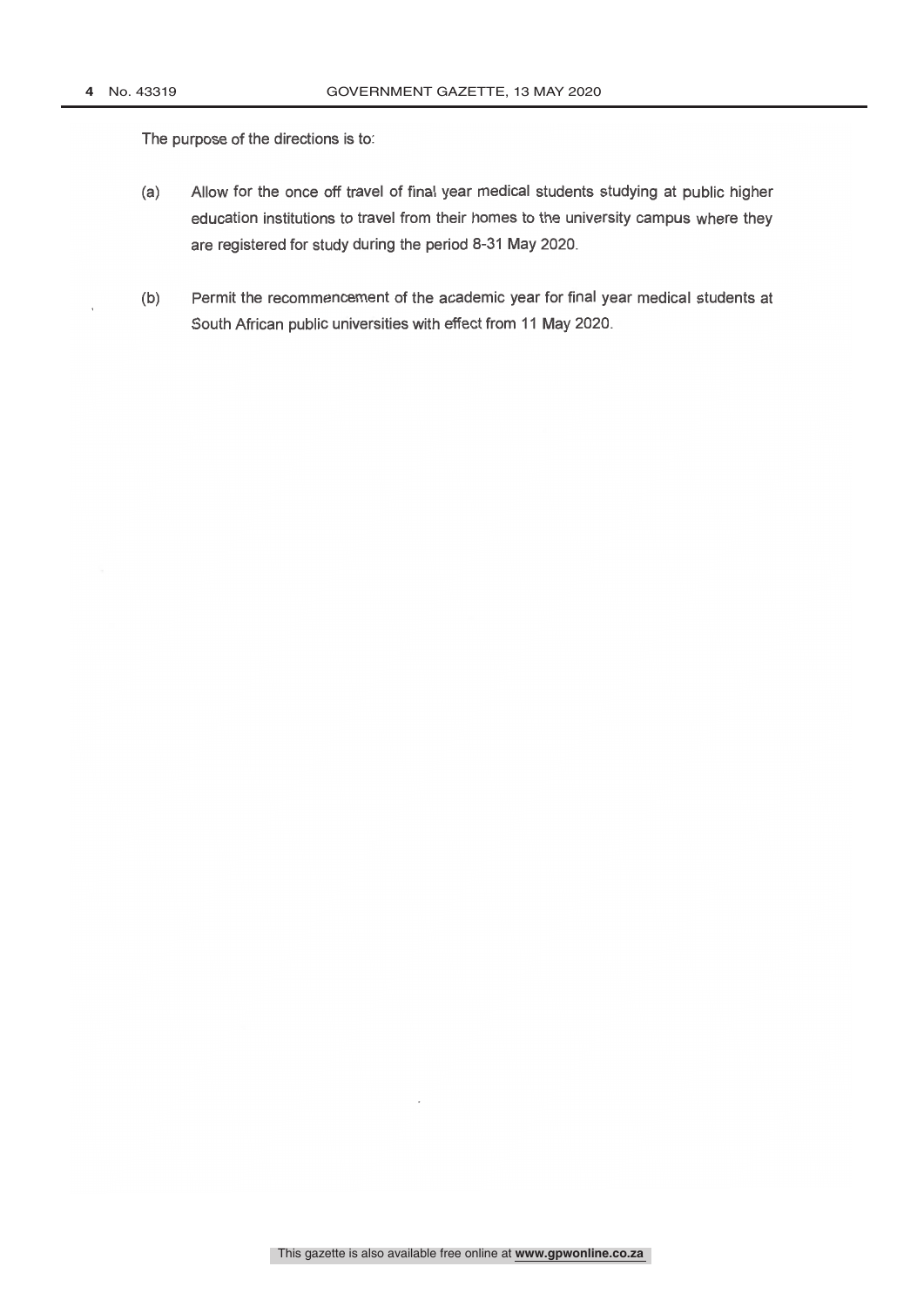The purpose of the directions is to:

(a) Allow for the once off travel of final year medical students studying at public higher education institutions to travel from their homes to the university campus where they are registered for study during the period 8-31 May 2020.

(b) Permit the recommencement of the academic year for final year medical students at South African public universities with effect from 11 May 2020.